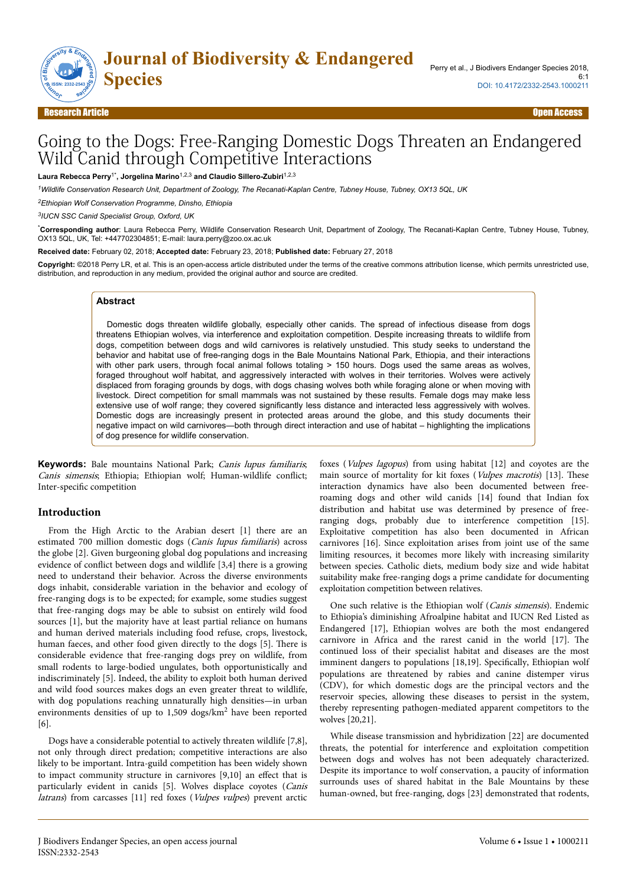Research Article Open Access

# Going to the Dogs: Free-Ranging Domestic Dogs Threaten an Endangered Wild Canid through Competitive Interactions

**Laura Rebecca Perry**[1*], **Jorgelina Marino**[1,2,3] **and Claudio Sillero-Zubiri**[1,2,3]

[1]*Wildlife Conservation Research Unit, Department of Zoology, The Recanati-Kaplan Centre, Tubney House, Tubney, OX13 5QL, UK*

[2]*Ethiopian Wolf Conservation Programme, Dinsho, Ethiopia*

[3]*IUCN SSC Canid Specialist Group, Oxford, UK*

[*]**Corresponding author**: Laura Rebecca Perry, Wildlife Conservation Research Unit, Department of Zoology, The Recanati-Kaplan Centre, Tubney House, Tubney, OX13 5QL, UK, Tel: +447702304851; E-mail: laura.perry@zoo.ox.ac.uk

**Received date:** February 02, 2018; **Accepted date:** February 23, 2018; **Published date:** February 27, 2018

**Copyright:** ©2018 Perry LR, et al. This is an open-access article distributed under the terms of the creative commons attribution license, which permits unrestricted use, distribution, and reproduction in any medium, provided the original author and source are credited.

## Abstract

Domestic dogs threaten wildlife globally, especially other canids. The spread of infectious disease from dogs threatens Ethiopian wolves, via interference and exploitation competition. Despite increasing threats to wildlife from dogs, competition between dogs and wild carnivores is relatively unstudied. This study seeks to understand the behavior and habitat use of free-ranging dogs in the Bale Mountains National Park, Ethiopia, and their interactions with other park users, through focal animal follows totaling > 150 hours. Dogs used the same areas as wolves, foraged throughout wolf habitat, and aggressively interacted with wolves in their territories. Wolves were actively displaced from foraging grounds by dogs, with dogs chasing wolves both while foraging alone or when moving with livestock. Direct competition for small mammals was not sustained by these results. Female dogs may make less extensive use of wolf range; they covered significantly less distance and interacted less aggressively with wolves. Domestic dogs are increasingly present in protected areas around the globe, and this study documents their negative impact on wild carnivores—both through direct interaction and use of habitat – highlighting the implications of dog presence for wildlife conservation.

**Keywords:** Bale mountains National Park; *Canis lupus familiaris*; *Canis simensis*; Ethiopia; Ethiopian wolf; Human-wildlife conflict; Inter-specific competition

## Introduction

From the High Arctic to the Arabian desert [1] there are an estimated 700 million domestic dogs (*Canis lupus familiaris*) across the globe [2]. Given burgeoning global dog populations and increasing evidence of conflict between dogs and wildlife [3,4] there is a growing need to understand their behavior. Across the diverse environments dogs inhabit, considerable variation in the behavior and ecology of free-ranging dogs is to be expected; for example, some studies suggest that free-ranging dogs may be able to subsist on entirely wild food sources [1], but the majority have at least partial reliance on humans and human derived materials including food refuse, crops, livestock, human faeces, and other food given directly to the dogs [5]. There is considerable evidence that free-ranging dogs prey on wildlife, from small rodents to large-bodied ungulates, both opportunistically and indiscriminately [5]. Indeed, the ability to exploit both human derived and wild food sources makes dogs an even greater threat to wildlife, with dog populations reaching unnaturally high densities—in urban environments densities of up to 1,509 dogs/km$^2$ have been reported [6].

Dogs have a considerable potential to actively threaten wildlife [7,8], not only through direct predation; competitive interactions are also likely to be important. Intra-guild competition has been widely shown to impact community structure in carnivores [9,10] an effect that is particularly evident in canids [5]. Wolves displace coyotes (*Canis latrans*) from carcasses [11] red foxes (*Vulpes vulpes*) prevent arctic foxes (*Vulpes lagopus*) from using habitat [12] and coyotes are the main source of mortality for kit foxes (*Vulpes macrotis*) [13]. These interaction dynamics have also been documented between free-roaming dogs and other wild canids [14] found that Indian fox distribution and habitat use was determined by presence of free-ranging dogs, probably due to interference competition [15]. Exploitative competition has also been documented in African carnivores [16]. Since exploitation arises from joint use of the same limiting resources, it becomes more likely with increasing similarity between species. Catholic diets, medium body size and wide habitat suitability make free-ranging dogs a prime candidate for documenting exploitation competition between relatives.

One such relative is the Ethiopian wolf (*Canis simensis*). Endemic to Ethiopia's diminishing Afroalpine habitat and IUCN Red Listed as Endangered [17], Ethiopian wolves are both the most endangered carnivore in Africa and the rarest canid in the world [17]. The continued loss of their specialist habitat and diseases are the most imminent dangers to populations [18,19]. Specifically, Ethiopian wolf populations are threatened by rabies and canine distemper virus (CDV), for which domestic dogs are the principal vectors and the reservoir species, allowing these diseases to persist in the system, thereby representing pathogen-mediated apparent competitors to the wolves [20,21].

While disease transmission and hybridization [22] are documented threats, the potential for interference and exploitation competition between dogs and wolves has not been adequately characterized. Despite its importance to wolf conservation, a paucity of information surrounds uses of shared habitat in the Bale Mountains by these human-owned, but free-ranging, dogs [23] demonstrated that rodents,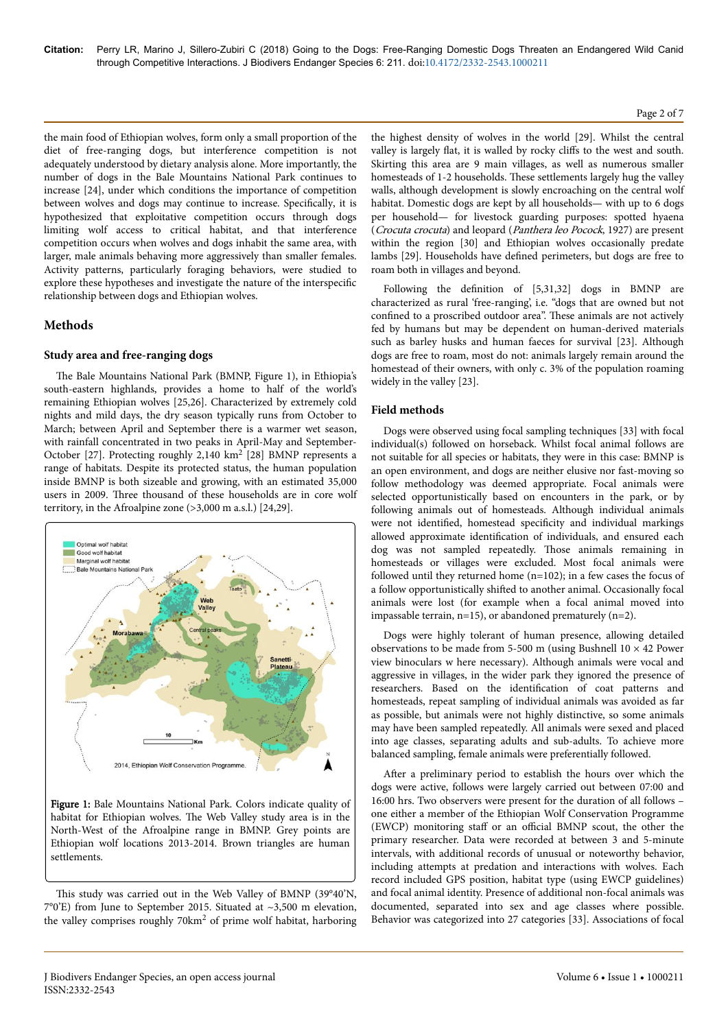the main food of Ethiopian wolves, form only a small proportion of the diet of free-ranging dogs, but interference competition is not adequately understood by dietary analysis alone. More importantly, the number of dogs in the Bale Mountains National Park continues to increase [24], under which conditions the importance of competition between wolves and dogs may continue to increase. Specifically, it is hypothesized that exploitative competition occurs through dogs limiting wolf access to critical habitat, and that interference competition occurs when wolves and dogs inhabit the same area, with larger, male animals behaving more aggressively than smaller females. Activity patterns, particularly foraging behaviors, were studied to explore these hypotheses and investigate the nature of the interspecific relationship between dogs and Ethiopian wolves.

## Methods

### Study area and free-ranging dogs

The Bale Mountains National Park (BMNP, Figure 1), in Ethiopia's south-eastern highlands, provides a home to half of the world's remaining Ethiopian wolves [25,26]. Characterized by extremely cold nights and mild days, the dry season typically runs from October to March; between April and September there is a warmer wet season, with rainfall concentrated in two peaks in April-May and September-October [27]. Protecting roughly 2,140 km$^2$ [28] BMNP represents a range of habitats. Despite its protected status, the human population inside BMNP is both sizeable and growing, with an estimated 35,000 users in 2009. Three thousand of these households are in core wolf territory, in the Afroalpine zone (>3,000 m a.s.l.) [24,29].

**Figure 1:** Bale Mountains National Park. Colors indicate quality of habitat for Ethiopian wolves. The Web Valley study area is in the North-West of the Afroalpine range in BMNP. Grey points are Ethiopian wolf locations 2013-2014. Brown triangles are human settlements.

This study was carried out in the Web Valley of BMNP (39°40'N, 7°0'E) from June to September 2015. Situated at ~3,500 m elevation, the valley comprises roughly 70km$^2$ of prime wolf habitat, harboring the highest density of wolves in the world [29]. Whilst the central valley is largely flat, it is walled by rocky cliffs to the west and south. Skirting this area are 9 main villages, as well as numerous smaller homesteads of 1-2 households. These settlements largely hug the valley walls, although development is slowly encroaching on the central wolf habitat. Domestic dogs are kept by all households— with up to 6 dogs per household— for livestock guarding purposes: spotted hyaena (*Crocuta crocuta*) and leopard (*Panthera leo Pocock*, 1927) are present within the region [30] and Ethiopian wolves occasionally predate lambs [29]. Households have defined perimeters, but dogs are free to roam both in villages and beyond.

Following the definition of [5,31,32] dogs in BMNP are characterized as rural 'free-ranging', i.e. "dogs that are owned but not confined to a proscribed outdoor area". These animals are not actively fed by humans but may be dependent on human-derived materials such as barley husks and human faeces for survival [23]. Although dogs are free to roam, most do not: animals largely remain around the homestead of their owners, with only c. 3% of the population roaming widely in the valley [23].

### Field methods

Dogs were observed using focal sampling techniques [33] with focal individual(s) followed on horseback. Whilst focal animal follows are not suitable for all species or habitats, they were in this case: BMNP is an open environment, and dogs are neither elusive nor fast-moving so follow methodology was deemed appropriate. Focal animals were selected opportunistically based on encounters in the park, or by following animals out of homesteads. Although individual animals were not identified, homestead specificity and individual markings allowed approximate identification of individuals, and ensured each dog was not sampled repeatedly. Those animals remaining in homesteads or villages were excluded. Most focal animals were followed until they returned home (n=102); in a few cases the focus of a follow opportunistically shifted to another animal. Occasionally focal animals were lost (for example when a focal animal moved into impassable terrain, n=15), or abandoned prematurely (n=2).

Dogs were highly tolerant of human presence, allowing detailed observations to be made from 5-500 m (using Bushnell 10 × 42 Power view binoculars w here necessary). Although animals were vocal and aggressive in villages, in the wider park they ignored the presence of researchers. Based on the identification of coat patterns and homesteads, repeat sampling of individual animals was avoided as far as possible, but animals were not highly distinctive, so some animals may have been sampled repeatedly. All animals were sexed and placed into age classes, separating adults and sub-adults. To achieve more balanced sampling, female animals were preferentially followed.

After a preliminary period to establish the hours over which the dogs were active, follows were largely carried out between 07:00 and 16:00 hrs. Two observers were present for the duration of all follows – one either a member of the Ethiopian Wolf Conservation Programme (EWCP) monitoring staff or an official BMNP scout, the other the primary researcher. Data were recorded at between 3 and 5-minute intervals, with additional records of unusual or noteworthy behavior, including attempts at predation and interactions with wolves. Each record included GPS position, habitat type (using EWCP guidelines) and focal animal identity. Presence of additional non-focal animals was documented, separated into sex and age classes where possible. Behavior was categorized into 27 categories [33]. Associations of focal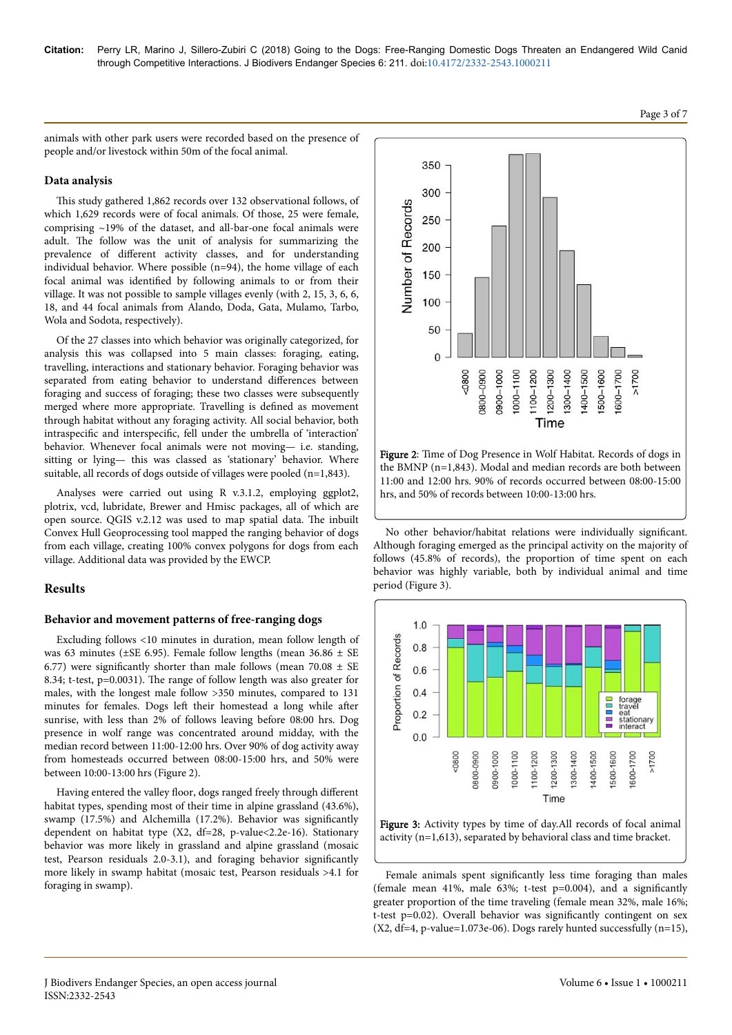animals with other park users were recorded based on the presence of people and/or livestock within 50m of the focal animal.

### Data analysis

This study gathered 1,862 records over 132 observational follows, of which 1,629 records were of focal animals. Of those, 25 were female, comprising ~19% of the dataset, and all-bar-one focal animals were adult. The follow was the unit of analysis for summarizing the prevalence of different activity classes, and for understanding individual behavior. Where possible (n=94), the home village of each focal animal was identified by following animals to or from their village. It was not possible to sample villages evenly (with 2, 15, 3, 6, 6, 18, and 44 focal animals from Alando, Doda, Gata, Mulamo, Tarbo, Wola and Sodota, respectively).

Of the 27 classes into which behavior was originally categorized, for analysis this was collapsed into 5 main classes: foraging, eating, travelling, interactions and stationary behavior. Foraging behavior was separated from eating behavior to understand differences between foraging and success of foraging; these two classes were subsequently merged where more appropriate. Travelling is defined as movement through habitat without any foraging activity. All social behavior, both intraspecific and interspecific, fell under the umbrella of 'interaction' behavior. Whenever focal animals were not moving— i.e. standing, sitting or lying— this was classed as 'stationary' behavior. Where suitable, all records of dogs outside of villages were pooled (n=1,843).

Analyses were carried out using R v.3.1.2, employing ggplot2, plotrix, vcd, lubridate, Brewer and Hmisc packages, all of which are open source. QGIS v.2.12 was used to map spatial data. The inbuilt Convex Hull Geoprocessing tool mapped the ranging behavior of dogs from each village, creating 100% convex polygons for dogs from each village. Additional data was provided by the EWCP.

## Results

### Behavior and movement patterns of free-ranging dogs

Excluding follows <10 minutes in duration, mean follow length of was 63 minutes (±SE 6.95). Female follow lengths (mean 36.86 ± SE 6.77) were significantly shorter than male follows (mean 70.08 ± SE 8.34; t-test, p=0.0031). The range of follow length was also greater for males, with the longest male follow >350 minutes, compared to 131 minutes for females. Dogs left their homestead a long while after sunrise, with less than 2% of follows leaving before 08:00 hrs. Dog presence in wolf range was concentrated around midday, with the median record between 11:00-12:00 hrs. Over 90% of dog activity away from homesteads occurred between 08:00-15:00 hrs, and 50% were between 10:00-13:00 hrs (Figure 2).

Having entered the valley floor, dogs ranged freely through different habitat types, spending most of their time in alpine grassland (43.6%), swamp (17.5%) and Alchemilla (17.2%). Behavior was significantly dependent on habitat type (X2, df=28, p-value<2.2e-16). Stationary behavior was more likely in grassland and alpine grassland (mosaic test, Pearson residuals 2.0-3.1), and foraging behavior significantly more likely in swamp habitat (mosaic test, Pearson residuals >4.1 for foraging in swamp).

**Figure 2**: Time of Dog Presence in Wolf Habitat. Records of dogs in the BMNP (n=1,843). Modal and median records are both between 11:00 and 12:00 hrs. 90% of records occurred between 08:00-15:00 hrs, and 50% of records between 10:00-13:00 hrs.

No other behavior/habitat relations were individually significant. Although foraging emerged as the principal activity on the majority of follows (45.8% of records), the proportion of time spent on each behavior was highly variable, both by individual animal and time period (Figure 3).

**Figure 3:** Activity types by time of day.All records of focal animal activity (n=1,613), separated by behavioral class and time bracket.

Female animals spent significantly less time foraging than males (female mean 41%, male 63%; t-test p=0.004), and a significantly greater proportion of the time traveling (female mean 32%, male 16%; t-test p=0.02). Overall behavior was significantly contingent on sex (X2, df=4, p-value=1.073e-06). Dogs rarely hunted successfully (n=15),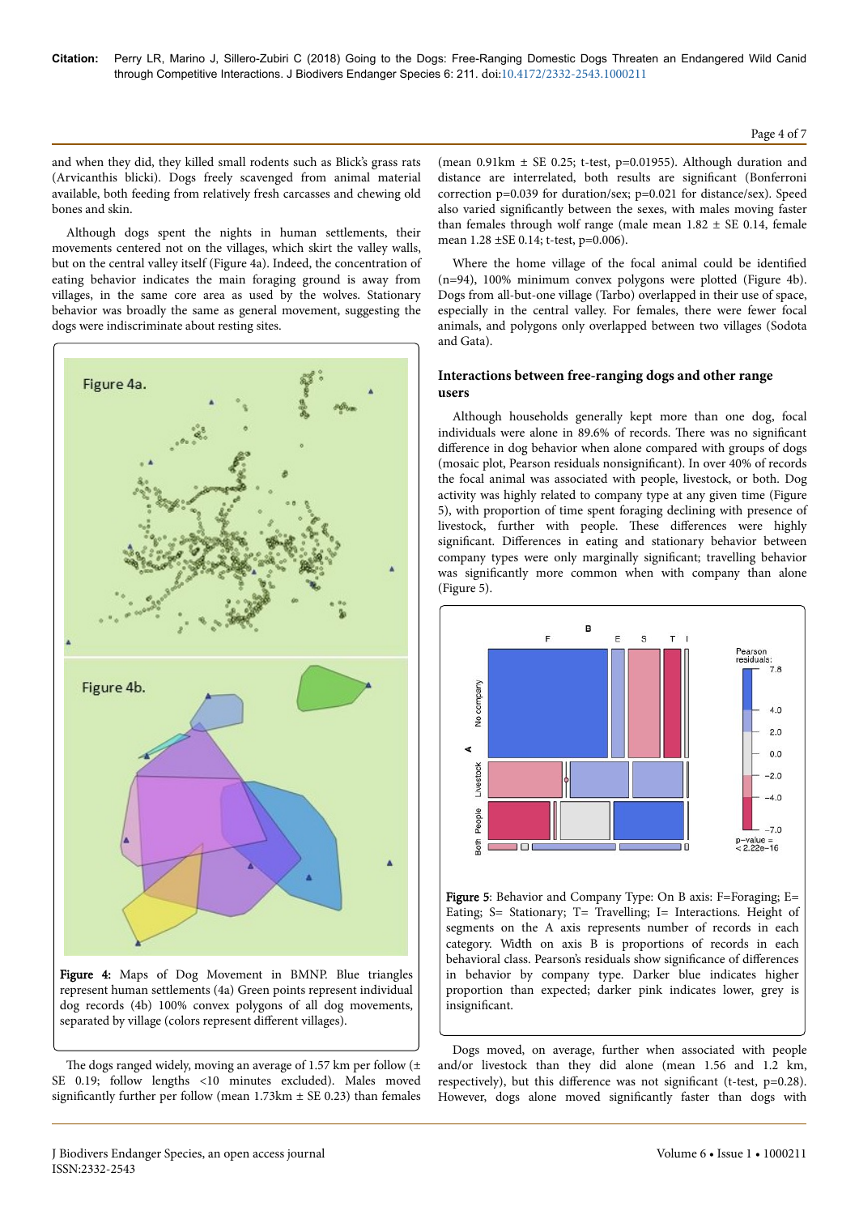and when they did, they killed small rodents such as Blick's grass rats (Arvicanthis blicki). Dogs freely scavenged from animal material available, both feeding from relatively fresh carcasses and chewing old bones and skin.

Although dogs spent the nights in human settlements, their movements centered not on the villages, which skirt the valley walls, but on the central valley itself (Figure 4a). Indeed, the concentration of eating behavior indicates the main foraging ground is away from villages, in the same core area as used by the wolves. Stationary behavior was broadly the same as general movement, suggesting the dogs were indiscriminate about resting sites.

**Figure 4:** Maps of Dog Movement in BMNP. Blue triangles represent human settlements (4a) Green points represent individual dog records (4b) 100% convex polygons of all dog movements, separated by village (colors represent different villages).

The dogs ranged widely, moving an average of 1.57 km per follow (± SE 0.19; follow lengths <10 minutes excluded). Males moved significantly further per follow (mean 1.73km ± SE 0.23) than females (mean 0.91km ± SE 0.25; t-test, p=0.01955). Although duration and distance are interrelated, both results are significant (Bonferroni correction p=0.039 for duration/sex; p=0.021 for distance/sex). Speed also varied significantly between the sexes, with males moving faster than females through wolf range (male mean 1.82 ± SE 0.14, female mean 1.28 ±SE 0.14; t-test, p=0.006).

Where the home village of the focal animal could be identified (n=94), 100% minimum convex polygons were plotted (Figure 4b). Dogs from all-but-one village (Tarbo) overlapped in their use of space, especially in the central valley. For females, there were fewer focal animals, and polygons only overlapped between two villages (Sodota and Gata).

## Interactions between free-ranging dogs and other range users

Although households generally kept more than one dog, focal individuals were alone in 89.6% of records. There was no significant difference in dog behavior when alone compared with groups of dogs (mosaic plot, Pearson residuals nonsignificant). In over 40% of records the focal animal was associated with people, livestock, or both. Dog activity was highly related to company type at any given time (Figure 5), with proportion of time spent foraging declining with presence of livestock, further with people. These differences were highly significant. Differences in eating and stationary behavior between company types were only marginally significant; travelling behavior was significantly more common when with company than alone (Figure 5).

**Figure 5**: Behavior and Company Type: On B axis: F=Foraging; E= Eating; S= Stationary; T= Travelling; I= Interactions. Height of segments on the A axis represents number of records in each category. Width on axis B is proportions of records in each behavioral class. Pearson's residuals show significance of differences in behavior by company type. Darker blue indicates higher proportion than expected; darker pink indicates lower, grey is insignificant.

Dogs moved, on average, further when associated with people and/or livestock than they did alone (mean 1.56 and 1.2 km, respectively), but this difference was not significant (t-test, p=0.28). However, dogs alone moved significantly faster than dogs with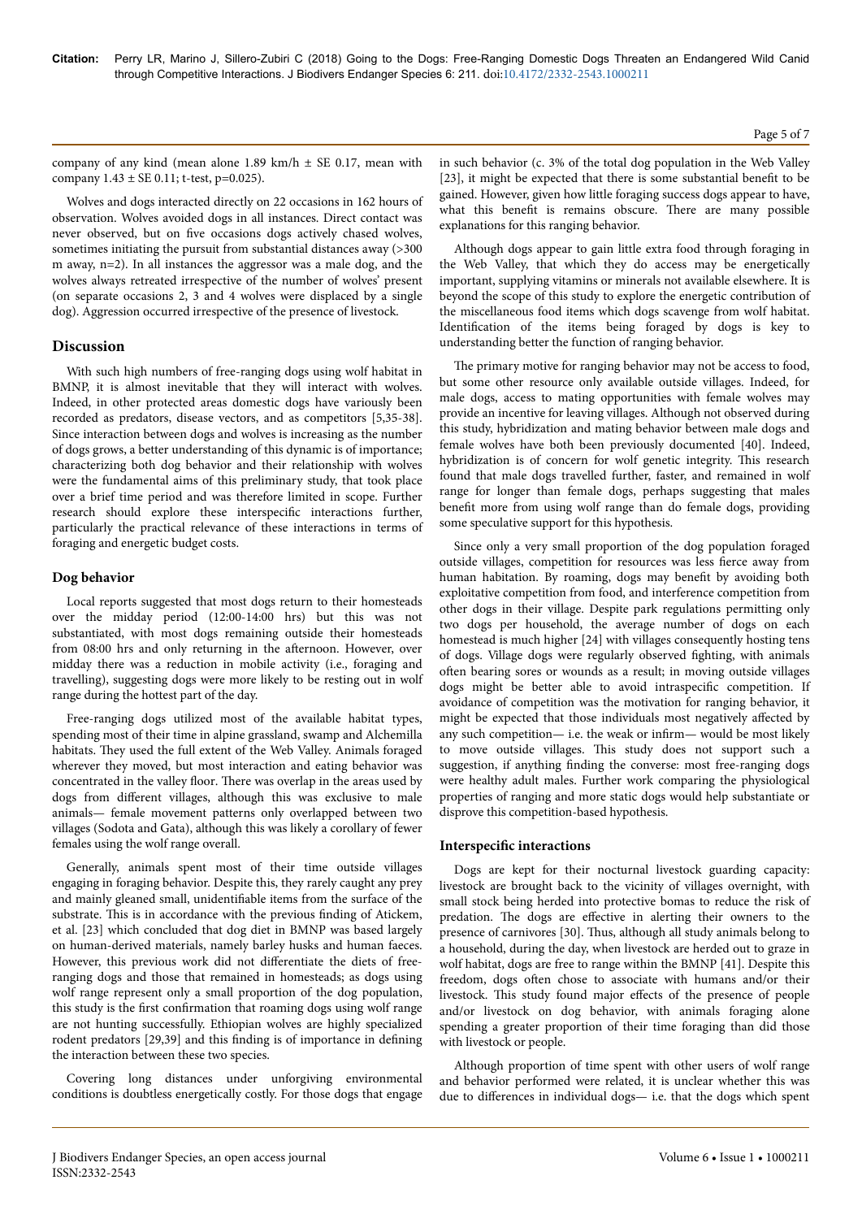company of any kind (mean alone 1.89 km/h ± SE 0.17, mean with company 1.43 ± SE 0.11; t-test, p=0.025).

Wolves and dogs interacted directly on 22 occasions in 162 hours of observation. Wolves avoided dogs in all instances. Direct contact was never observed, but on five occasions dogs actively chased wolves, sometimes initiating the pursuit from substantial distances away (>300 m away, n=2). In all instances the aggressor was a male dog, and the wolves always retreated irrespective of the number of wolves' present (on separate occasions 2, 3 and 4 wolves were displaced by a single dog). Aggression occurred irrespective of the presence of livestock.

## Discussion

With such high numbers of free-ranging dogs using wolf habitat in BMNP, it is almost inevitable that they will interact with wolves. Indeed, in other protected areas domestic dogs have variously been recorded as predators, disease vectors, and as competitors [5,35-38]. Since interaction between dogs and wolves is increasing as the number of dogs grows, a better understanding of this dynamic is of importance; characterizing both dog behavior and their relationship with wolves were the fundamental aims of this preliminary study, that took place over a brief time period and was therefore limited in scope. Further research should explore these interspecific interactions further, particularly the practical relevance of these interactions in terms of foraging and energetic budget costs.

### Dog behavior

Local reports suggested that most dogs return to their homesteads over the midday period (12:00-14:00 hrs) but this was not substantiated, with most dogs remaining outside their homesteads from 08:00 hrs and only returning in the afternoon. However, over midday there was a reduction in mobile activity (i.e., foraging and travelling), suggesting dogs were more likely to be resting out in wolf range during the hottest part of the day.

Free-ranging dogs utilized most of the available habitat types, spending most of their time in alpine grassland, swamp and Alchemilla habitats. They used the full extent of the Web Valley. Animals foraged wherever they moved, but most interaction and eating behavior was concentrated in the valley floor. There was overlap in the areas used by dogs from different villages, although this was exclusive to male animals— female movement patterns only overlapped between two villages (Sodota and Gata), although this was likely a corollary of fewer females using the wolf range overall.

Generally, animals spent most of their time outside villages engaging in foraging behavior. Despite this, they rarely caught any prey and mainly gleaned small, unidentifiable items from the surface of the substrate. This is in accordance with the previous finding of Atickem, et al. [23] which concluded that dog diet in BMNP was based largely on human-derived materials, namely barley husks and human faeces. However, this previous work did not differentiate the diets of free-ranging dogs and those that remained in homesteads; as dogs using wolf range represent only a small proportion of the dog population, this study is the first confirmation that roaming dogs using wolf range are not hunting successfully. Ethiopian wolves are highly specialized rodent predators [29,39] and this finding is of importance in defining the interaction between these two species.

Covering long distances under unforgiving environmental conditions is doubtless energetically costly. For those dogs that engage in such behavior (c. 3% of the total dog population in the Web Valley [23], it might be expected that there is some substantial benefit to be gained. However, given how little foraging success dogs appear to have, what this benefit is remains obscure. There are many possible explanations for this ranging behavior.

Although dogs appear to gain little extra food through foraging in the Web Valley, that which they do access may be energetically important, supplying vitamins or minerals not available elsewhere. It is beyond the scope of this study to explore the energetic contribution of the miscellaneous food items which dogs scavenge from wolf habitat. Identification of the items being foraged by dogs is key to understanding better the function of ranging behavior.

The primary motive for ranging behavior may not be access to food, but some other resource only available outside villages. Indeed, for male dogs, access to mating opportunities with female wolves may provide an incentive for leaving villages. Although not observed during this study, hybridization and mating behavior between male dogs and female wolves have both been previously documented [40]. Indeed, hybridization is of concern for wolf genetic integrity. This research found that male dogs travelled further, faster, and remained in wolf range for longer than female dogs, perhaps suggesting that males benefit more from using wolf range than do female dogs, providing some speculative support for this hypothesis.

Since only a very small proportion of the dog population foraged outside villages, competition for resources was less fierce away from human habitation. By roaming, dogs may benefit by avoiding both exploitative competition from food, and interference competition from other dogs in their village. Despite park regulations permitting only two dogs per household, the average number of dogs on each homestead is much higher [24] with villages consequently hosting tens of dogs. Village dogs were regularly observed fighting, with animals often bearing sores or wounds as a result; in moving outside villages dogs might be better able to avoid intraspecific competition. If avoidance of competition was the motivation for ranging behavior, it might be expected that those individuals most negatively affected by any such competition— i.e. the weak or infirm— would be most likely to move outside villages. This study does not support such a suggestion, if anything finding the converse: most free-ranging dogs were healthy adult males. Further work comparing the physiological properties of ranging and more static dogs would help substantiate or disprove this competition-based hypothesis.

### Interspecific interactions

Dogs are kept for their nocturnal livestock guarding capacity: livestock are brought back to the vicinity of villages overnight, with small stock being herded into protective bomas to reduce the risk of predation. The dogs are effective in alerting their owners to the presence of carnivores [30]. Thus, although all study animals belong to a household, during the day, when livestock are herded out to graze in wolf habitat, dogs are free to range within the BMNP [41]. Despite this freedom, dogs often chose to associate with humans and/or their livestock. This study found major effects of the presence of people and/or livestock on dog behavior, with animals foraging alone spending a greater proportion of their time foraging than did those with livestock or people.

Although proportion of time spent with other users of wolf range and behavior performed were related, it is unclear whether this was due to differences in individual dogs— i.e. that the dogs which spent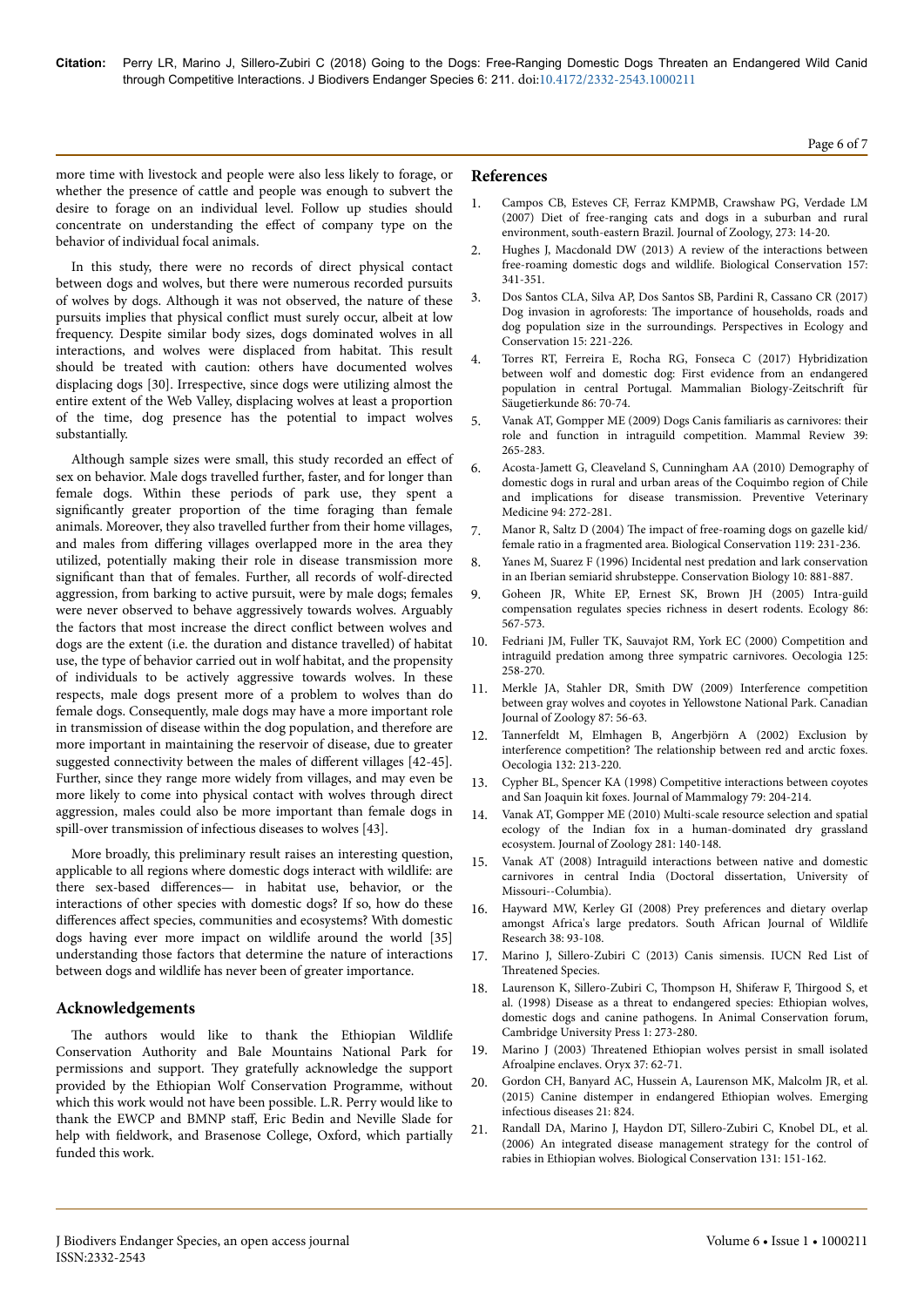more time with livestock and people were also less likely to forage, or whether the presence of cattle and people was enough to subvert the desire to forage on an individual level. Follow up studies should concentrate on understanding the effect of company type on the behavior of individual focal animals.

In this study, there were no records of direct physical contact between dogs and wolves, but there were numerous recorded pursuits of wolves by dogs. Although it was not observed, the nature of these pursuits implies that physical conflict must surely occur, albeit at low frequency. Despite similar body sizes, dogs dominated wolves in all interactions, and wolves were displaced from habitat. This result should be treated with caution: others have documented wolves displacing dogs [30]. Irrespective, since dogs were utilizing almost the entire extent of the Web Valley, displacing wolves at least a proportion of the time, dog presence has the potential to impact wolves substantially.

Although sample sizes were small, this study recorded an effect of sex on behavior. Male dogs travelled further, faster, and for longer than female dogs. Within these periods of park use, they spent a significantly greater proportion of the time foraging than female animals. Moreover, they also travelled further from their home villages, and males from differing villages overlapped more in the area they utilized, potentially making their role in disease transmission more significant than that of females. Further, all records of wolf-directed aggression, from barking to active pursuit, were by male dogs; females were never observed to behave aggressively towards wolves. Arguably the factors that most increase the direct conflict between wolves and dogs are the extent (i.e. the duration and distance travelled) of habitat use, the type of behavior carried out in wolf habitat, and the propensity of individuals to be actively aggressive towards wolves. In these respects, male dogs present more of a problem to wolves than do female dogs. Consequently, male dogs may have a more important role in transmission of disease within the dog population, and therefore are more important in maintaining the reservoir of disease, due to greater suggested connectivity between the males of different villages [42-45]. Further, since they range more widely from villages, and may even be more likely to come into physical contact with wolves through direct aggression, males could also be more important than female dogs in spill-over transmission of infectious diseases to wolves [43].

More broadly, this preliminary result raises an interesting question, applicable to all regions where domestic dogs interact with wildlife: are there sex-based differences— in habitat use, behavior, or the interactions of other species with domestic dogs? If so, how do these differences affect species, communities and ecosystems? With domestic dogs having ever more impact on wildlife around the world [35] understanding those factors that determine the nature of interactions between dogs and wildlife has never been of greater importance.

## Acknowledgements

The authors would like to thank the Ethiopian Wildlife Conservation Authority and Bale Mountains National Park for permissions and support. They gratefully acknowledge the support provided by the Ethiopian Wolf Conservation Programme, without which this work would not have been possible. L.R. Perry would like to thank the EWCP and BMNP staff, Eric Bedin and Neville Slade for help with fieldwork, and Brasenose College, Oxford, which partially funded this work.

## References

1. Campos CB, Esteves CF, Ferraz KMPMB, Crawshaw PG, Verdade LM (2007) Diet of free-ranging cats and dogs in a suburban and rural environment, south-eastern Brazil. Journal of Zoology, 273: 14-20.
2. Hughes J, Macdonald DW (2013) A review of the interactions between free-roaming domestic dogs and wildlife. Biological Conservation 157: 341-351.
3. Dos Santos CLA, Silva AP, Dos Santos SB, Pardini R, Cassano CR (2017) Dog invasion in agroforests: The importance of households, roads and dog population size in the surroundings. Perspectives in Ecology and Conservation 15: 221-226.
4. Torres RT, Ferreira E, Rocha RG, Fonseca C (2017) Hybridization between wolf and domestic dog: First evidence from an endangered population in central Portugal. Mammalian Biology-Zeitschrift für Säugetierkunde 86: 70-74.
5. Vanak AT, Gompper ME (2009) Dogs Canis familiaris as carnivores: their role and function in intraguild competition. Mammal Review 39: 265-283.
6. Acosta-Jamett G, Cleaveland S, Cunningham AA (2010) Demography of domestic dogs in rural and urban areas of the Coquimbo region of Chile and implications for disease transmission. Preventive Veterinary Medicine 94: 272-281.
7. Manor R, Saltz D (2004) The impact of free-roaming dogs on gazelle kid/female ratio in a fragmented area. Biological Conservation 119: 231-236.
8. Yanes M, Suarez F (1996) Incidental nest predation and lark conservation in an Iberian semiarid shrubsteppe. Conservation Biology 10: 881-887.
9. Goheen JR, White EP, Ernest SK, Brown JH (2005) Intra-guild compensation regulates species richness in desert rodents. Ecology 86: 567-573.
10. Fedriani JM, Fuller TK, Sauvajot RM, York EC (2000) Competition and intraguild predation among three sympatric carnivores. Oecologia 125: 258-270.
11. Merkle JA, Stahler DR, Smith DW (2009) Interference competition between gray wolves and coyotes in Yellowstone National Park. Canadian Journal of Zoology 87: 56-63.
12. Tannerfeldt M, Elmhagen B, Angerbjörn A (2002) Exclusion by interference competition? The relationship between red and arctic foxes. Oecologia 132: 213-220.
13. Cypher BL, Spencer KA (1998) Competitive interactions between coyotes and San Joaquin kit foxes. Journal of Mammalogy 79: 204-214.
14. Vanak AT, Gompper ME (2010) Multi-scale resource selection and spatial ecology of the Indian fox in a human-dominated dry grassland ecosystem. Journal of Zoology 281: 140-148.
15. Vanak AT (2008) Intraguild interactions between native and domestic carnivores in central India (Doctoral dissertation, University of Missouri--Columbia).
16. Hayward MW, Kerley GI (2008) Prey preferences and dietary overlap amongst Africa's large predators. South African Journal of Wildlife Research 38: 93-108.
17. Marino J, Sillero-Zubiri C (2013) Canis simensis. IUCN Red List of Threatened Species.
18. Laurenson K, Sillero-Zubiri C, Thompson H, Shiferaw F, Thirgood S, et al. (1998) Disease as a threat to endangered species: Ethiopian wolves, domestic dogs and canine pathogens. In Animal Conservation forum, Cambridge University Press 1: 273-280.
19. Marino J (2003) Threatened Ethiopian wolves persist in small isolated Afroalpine enclaves. Oryx 37: 62-71.
20. Gordon CH, Banyard AC, Hussein A, Laurenson MK, Malcolm JR, et al. (2015) Canine distemper in endangered Ethiopian wolves. Emerging infectious diseases 21: 824.
21. Randall DA, Marino J, Haydon DT, Sillero-Zubiri C, Knobel DL, et al. (2006) An integrated disease management strategy for the control of rabies in Ethiopian wolves. Biological Conservation 131: 151-162.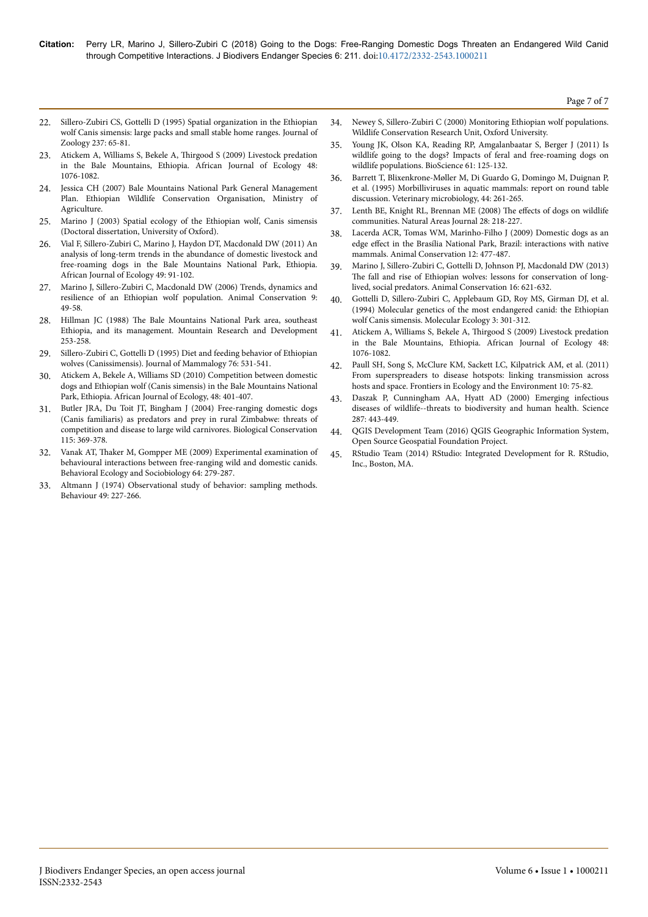22. Sillero-Zubiri CS, Gottelli D (1995) Spatial organization in the Ethiopian wolf Canis simensis: large packs and small stable home ranges. Journal of Zoology 237: 65-81.
23. Atickem A, Williams S, Bekele A, Thirgood S (2009) Livestock predation in the Bale Mountains, Ethiopia. African Journal of Ecology 48: 1076-1082.
24. Jessica CH (2007) Bale Mountains National Park General Management Plan. Ethiopian Wildlife Conservation Organisation, Ministry of Agriculture.
25. Marino J (2003) Spatial ecology of the Ethiopian wolf, Canis simensis (Doctoral dissertation, University of Oxford).
26. Vial F, Sillero-Zubiri C, Marino J, Haydon DT, Macdonald DW (2011) An analysis of long-term trends in the abundance of domestic livestock and free-roaming dogs in the Bale Mountains National Park, Ethiopia. African Journal of Ecology 49: 91-102.
27. Marino J, Sillero-Zubiri C, Macdonald DW (2006) Trends, dynamics and resilience of an Ethiopian wolf population. Animal Conservation 9: 49-58.
28. Hillman JC (1988) The Bale Mountains National Park area, southeast Ethiopia, and its management. Mountain Research and Development 253-258.
29. Sillero-Zubiri C, Gottelli D (1995) Diet and feeding behavior of Ethiopian wolves (Canissimensis). Journal of Mammalogy 76: 531-541.
30. Atickem A, Bekele A, Williams SD (2010) Competition between domestic dogs and Ethiopian wolf (Canis simensis) in the Bale Mountains National Park, Ethiopia. African Journal of Ecology, 48: 401-407.
31. Butler JRA, Du Toit JT, Bingham J (2004) Free-ranging domestic dogs (Canis familiaris) as predators and prey in rural Zimbabwe: threats of competition and disease to large wild carnivores. Biological Conservation 115: 369-378.
32. Vanak AT, Thaker M, Gompper ME (2009) Experimental examination of behavioural interactions between free-ranging wild and domestic canids. Behavioral Ecology and Sociobiology 64: 279-287.
33. Altmann J (1974) Observational study of behavior: sampling methods. Behaviour 49: 227-266.
34. Newey S, Sillero-Zubiri C (2000) Monitoring Ethiopian wolf populations. Wildlife Conservation Research Unit, Oxford University.
35. Young JK, Olson KA, Reading RP, Amgalanbaatar S, Berger J (2011) Is wildlife going to the dogs? Impacts of feral and free-roaming dogs on wildlife populations. BioScience 61: 125-132.
36. Barrett T, Blixenkrone-Møller M, Di Guardo G, Domingo M, Duignan P, et al. (1995) Morbilliviruses in aquatic mammals: report on round table discussion. Veterinary microbiology, 44: 261-265.
37. Lenth BE, Knight RL, Brennan ME (2008) The effects of dogs on wildlife communities. Natural Areas Journal 28: 218-227.
38. Lacerda ACR, Tomas WM, Marinho-Filho J (2009) Domestic dogs as an edge effect in the Brasília National Park, Brazil: interactions with native mammals. Animal Conservation 12: 477-487.
39. Marino J, Sillero-Zubiri C, Gottelli D, Johnson PJ, Macdonald DW (2013) The fall and rise of Ethiopian wolves: lessons for conservation of long-lived, social predators. Animal Conservation 16: 621-632.
40. Gottelli D, Sillero-Zubiri C, Applebaum GD, Roy MS, Girman DJ, et al. (1994) Molecular genetics of the most endangered canid: the Ethiopian wolf Canis simensis. Molecular Ecology 3: 301-312.
41. Atickem A, Williams S, Bekele A, Thirgood S (2009) Livestock predation in the Bale Mountains, Ethiopia. African Journal of Ecology 48: 1076-1082.
42. Paull SH, Song S, McClure KM, Sackett LC, Kilpatrick AM, et al. (2011) From superspreaders to disease hotspots: linking transmission across hosts and space. Frontiers in Ecology and the Environment 10: 75-82.
43. Daszak P, Cunningham AA, Hyatt AD (2000) Emerging infectious diseases of wildlife--threats to biodiversity and human health. Science 287: 443-449.
44. QGIS Development Team (2016) QGIS Geographic Information System, Open Source Geospatial Foundation Project.
45. RStudio Team (2014) RStudio: Integrated Development for R. RStudio, Inc., Boston, MA.